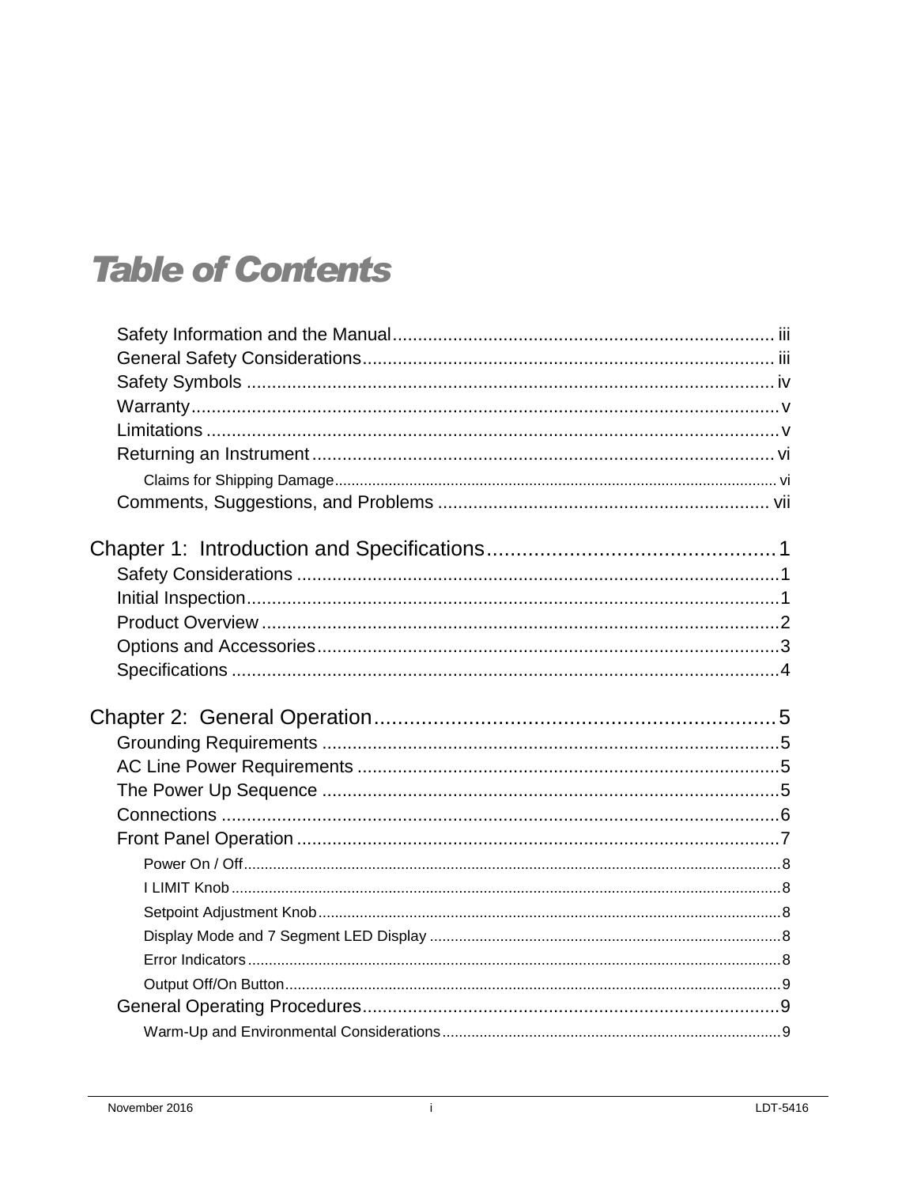# Table of Contents

Safety Information and the Manual ........................................................................... iii
General Safety Considerations ................................................................................. iii
Safety Symbols ......................................................................................................... iv
Warranty ..................................................................................................................... v
Limitations .................................................................................................................. v
Returning an Instrument ........................................................................................... vi
Claims for Shipping Damage ..................................................................................... vi
Comments, Suggestions, and Problems ................................................................. vii

Chapter 1: Introduction and Specifications ................................................ 1
Safety Considerations ............................................................................................... 1
Initial Inspection ......................................................................................................... 1
Product Overview ...................................................................................................... 2
Options and Accessories ........................................................................................... 3
Specifications ............................................................................................................ 4

Chapter 2: General Operation ...................................................................... 5
Grounding Requirements .......................................................................................... 5
AC Line Power Requirements ................................................................................... 5
The Power Up Sequence ........................................................................................... 5
Connections ............................................................................................................... 6
Front Panel Operation ................................................................................................ 7
Power On / Off ............................................................................................................ 8
I LIMIT Knob ............................................................................................................... 8
Setpoint Adjustment Knob .......................................................................................... 8
Display Mode and 7 Segment LED Display ................................................................ 8
Error Indicators ........................................................................................................... 8
Output Off/On Button .................................................................................................. 9
General Operating Procedures .................................................................................. 9
Warm-Up and Environmental Considerations ............................................................ 9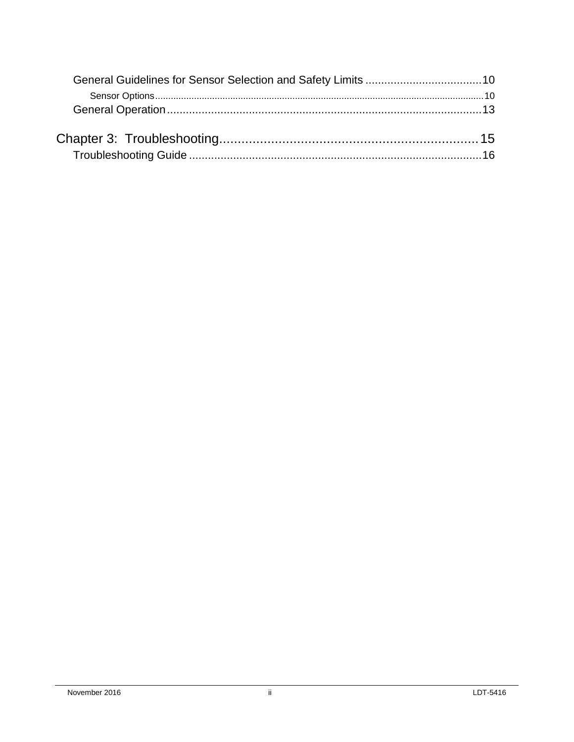General Guidelines for Sensor Selection and Safety Limits .....................................10

Sensor Options.............................................................................................................................10

General Operation....................................................................................................13

Chapter 3: Troubleshooting......................................................................15

Troubleshooting Guide .............................................................................................16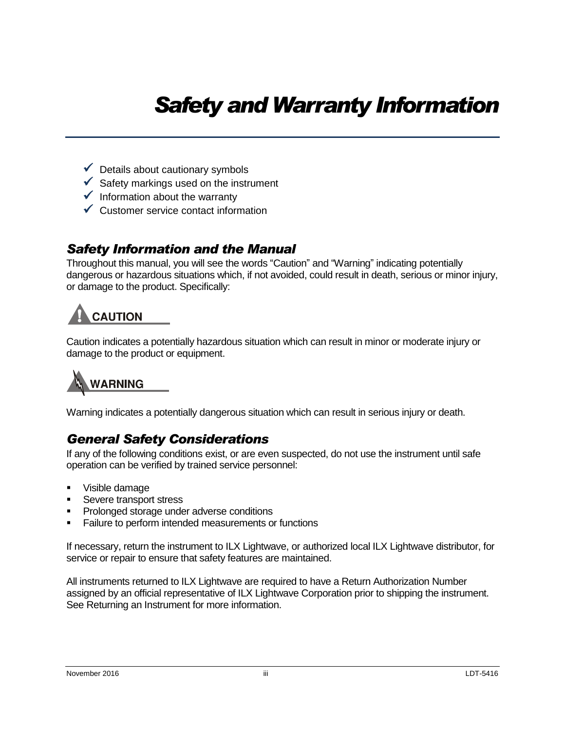# Safety and Warranty Information

- ✓ Details about cautionary symbols
- ✓ Safety markings used on the instrument
- ✓ Information about the warranty
- ✓ Customer service contact information

## Safety Information and the Manual

Throughout this manual, you will see the words "Caution" and "Warning" indicating potentially dangerous or hazardous situations which, if not avoided, could result in death, serious or minor injury, or damage to the product. Specifically:

**CAUTION**

Caution indicates a potentially hazardous situation which can result in minor or moderate injury or damage to the product or equipment.

**WARNING**

Warning indicates a potentially dangerous situation which can result in serious injury or death.

## General Safety Considerations

If any of the following conditions exist, or are even suspected, do not use the instrument until safe operation can be verified by trained service personnel:

- Visible damage
- Severe transport stress
- Prolonged storage under adverse conditions
- Failure to perform intended measurements or functions

If necessary, return the instrument to ILX Lightwave, or authorized local ILX Lightwave distributor, for service or repair to ensure that safety features are maintained.

All instruments returned to ILX Lightwave are required to have a Return Authorization Number assigned by an official representative of ILX Lightwave Corporation prior to shipping the instrument. See Returning an Instrument for more information.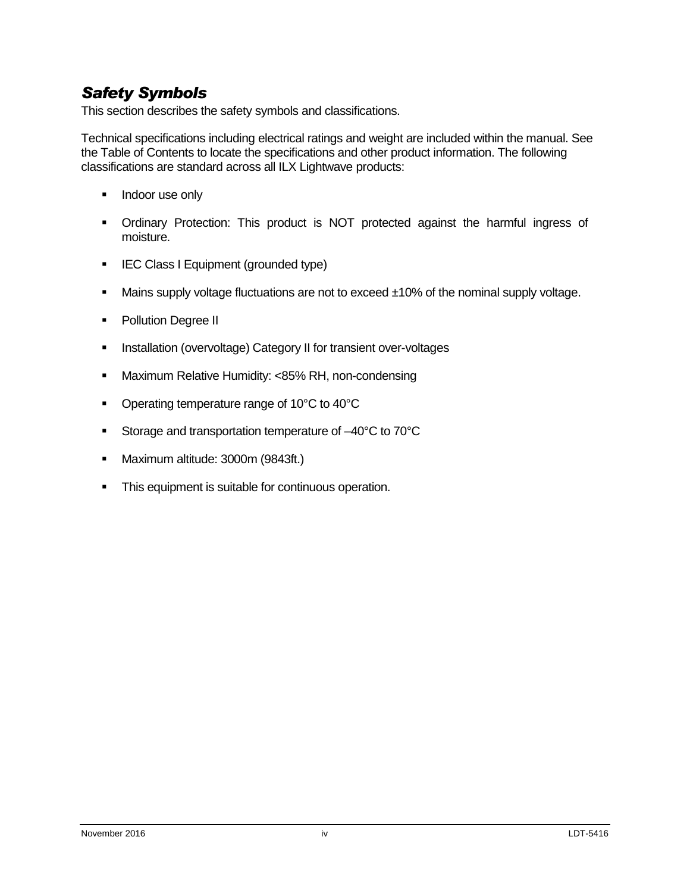## *Safety Symbols*

This section describes the safety symbols and classifications.

Technical specifications including electrical ratings and weight are included within the manual. See the Table of Contents to locate the specifications and other product information. The following classifications are standard across all ILX Lightwave products:

- Indoor use only
- Ordinary Protection: This product is NOT protected against the harmful ingress of moisture.
- IEC Class I Equipment (grounded type)
- Mains supply voltage fluctuations are not to exceed ±10% of the nominal supply voltage.
- Pollution Degree II
- Installation (overvoltage) Category II for transient over-voltages
- Maximum Relative Humidity: <85% RH, non-condensing
- Operating temperature range of 10°C to 40°C
- Storage and transportation temperature of –40°C to 70°C
- Maximum altitude: 3000m (9843ft.)
- This equipment is suitable for continuous operation.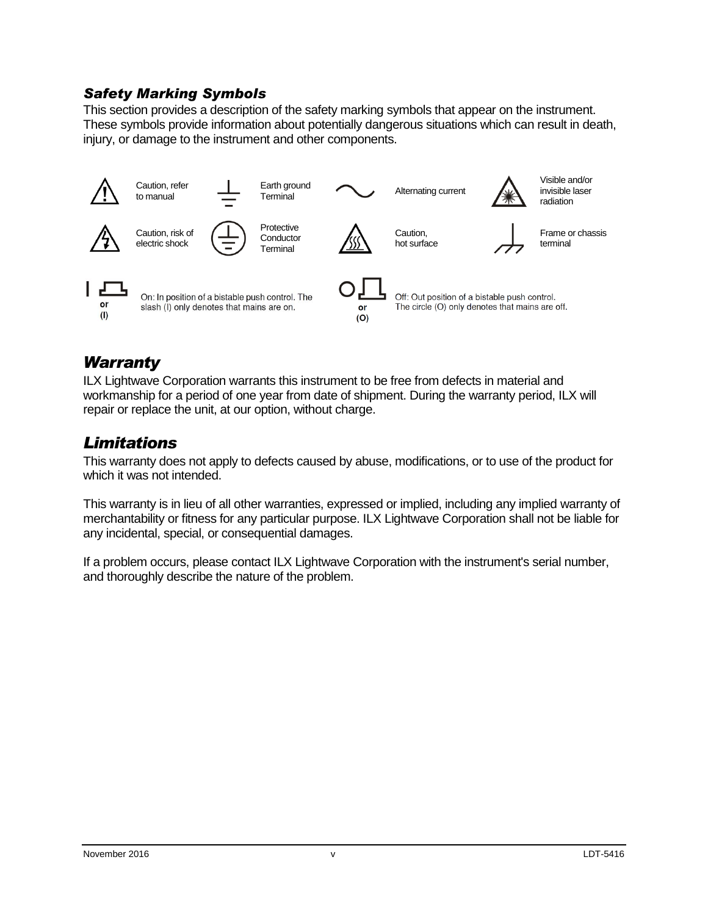### *Safety Marking Symbols*

This section provides a description of the safety marking symbols that appear on the instrument. These symbols provide information about potentially dangerous situations which can result in death, injury, or damage to the instrument and other components.

| Symbol | Description | Symbol | Description | Symbol | Description | Symbol | Description |
|---|---|---|---|---|---|---|---|
| | Caution, refer to manual | | Earth ground Terminal | | Alternating current | | Visible and/or invisible laser radiation |
| | Caution, risk of electric shock | | Protective Conductor Terminal | | Caution, hot surface | | Frame or chassis terminal |

or (I) — On: In position of a bistable push control. The slash (I) only denotes that mains are on.

or (O) — Off: Out position of a bistable push control. The circle (O) only denotes that mains are off.

## *Warranty*

ILX Lightwave Corporation warrants this instrument to be free from defects in material and workmanship for a period of one year from date of shipment. During the warranty period, ILX will repair or replace the unit, at our option, without charge.

## *Limitations*

This warranty does not apply to defects caused by abuse, modifications, or to use of the product for which it was not intended.

This warranty is in lieu of all other warranties, expressed or implied, including any implied warranty of merchantability or fitness for any particular purpose. ILX Lightwave Corporation shall not be liable for any incidental, special, or consequential damages.

If a problem occurs, please contact ILX Lightwave Corporation with the instrument's serial number, and thoroughly describe the nature of the problem.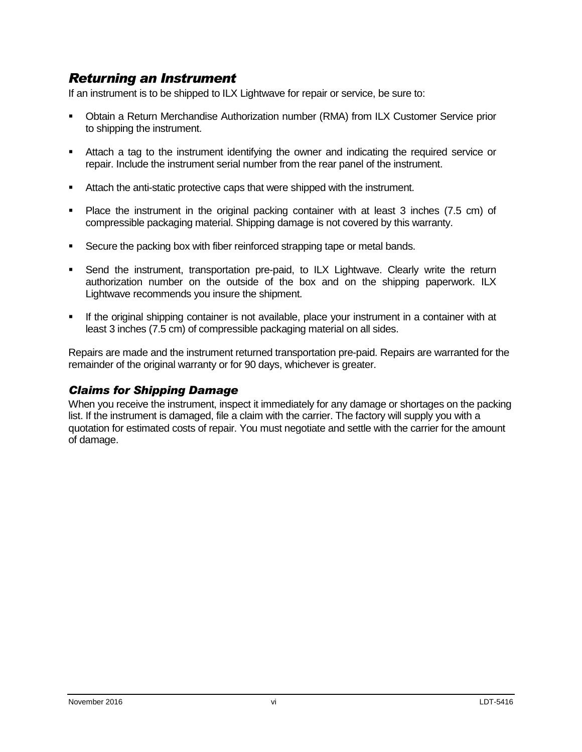## *Returning an Instrument*

If an instrument is to be shipped to ILX Lightwave for repair or service, be sure to:

- Obtain a Return Merchandise Authorization number (RMA) from ILX Customer Service prior to shipping the instrument.
- Attach a tag to the instrument identifying the owner and indicating the required service or repair. Include the instrument serial number from the rear panel of the instrument.
- Attach the anti-static protective caps that were shipped with the instrument.
- Place the instrument in the original packing container with at least 3 inches (7.5 cm) of compressible packaging material. Shipping damage is not covered by this warranty.
- Secure the packing box with fiber reinforced strapping tape or metal bands.
- Send the instrument, transportation pre-paid, to ILX Lightwave. Clearly write the return authorization number on the outside of the box and on the shipping paperwork. ILX Lightwave recommends you insure the shipment.
- If the original shipping container is not available, place your instrument in a container with at least 3 inches (7.5 cm) of compressible packaging material on all sides.

Repairs are made and the instrument returned transportation pre-paid. Repairs are warranted for the remainder of the original warranty or for 90 days, whichever is greater.

### *Claims for Shipping Damage*

When you receive the instrument, inspect it immediately for any damage or shortages on the packing list. If the instrument is damaged, file a claim with the carrier. The factory will supply you with a quotation for estimated costs of repair. You must negotiate and settle with the carrier for the amount of damage.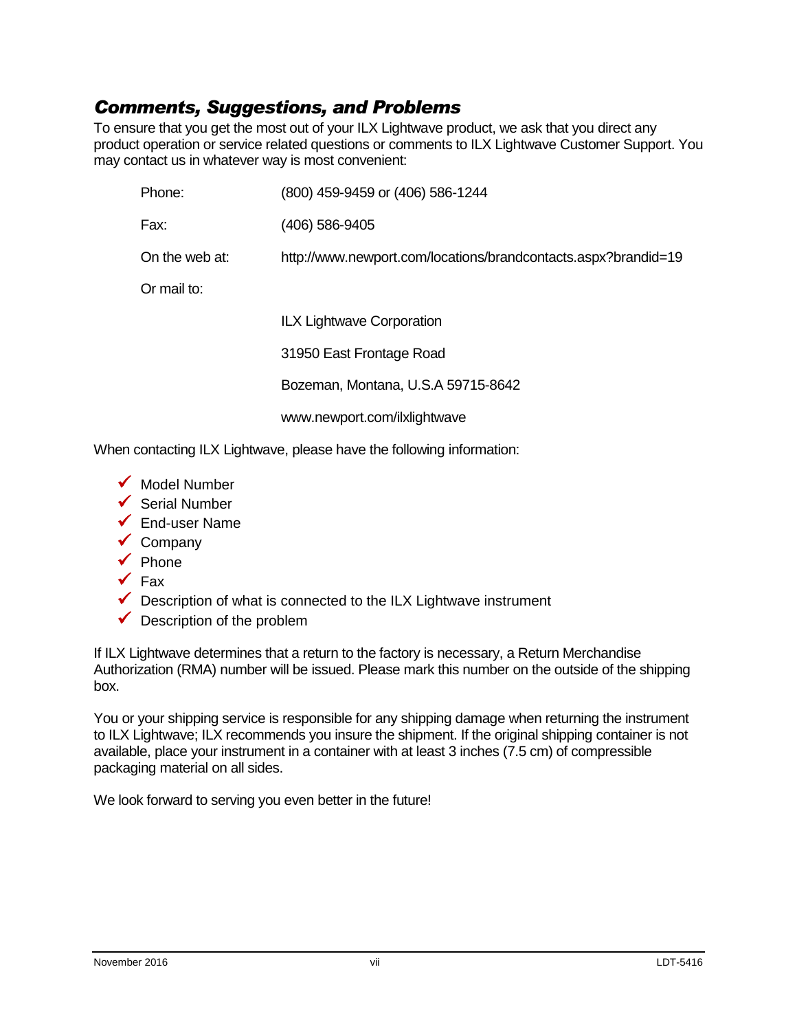## *Comments, Suggestions, and Problems*

To ensure that you get the most out of your ILX Lightwave product, we ask that you direct any product operation or service related questions or comments to ILX Lightwave Customer Support. You may contact us in whatever way is most convenient:

| | |
|---|---|
| Phone: | (800) 459-9459 or (406) 586-1244 |
| Fax: | (406) 586-9405 |
| On the web at: | http://www.newport.com/locations/brandcontacts.aspx?brandid=19 |
| Or mail to: | |
| | ILX Lightwave Corporation |
| | 31950 East Frontage Road |
| | Bozeman, Montana, U.S.A 59715-8642 |
| | www.newport.com/ilxlightwave |

When contacting ILX Lightwave, please have the following information:

- ✓ Model Number
- ✓ Serial Number
- ✓ End-user Name
- ✓ Company
- ✓ Phone
- ✓ Fax
- ✓ Description of what is connected to the ILX Lightwave instrument
- ✓ Description of the problem

If ILX Lightwave determines that a return to the factory is necessary, a Return Merchandise Authorization (RMA) number will be issued. Please mark this number on the outside of the shipping box.

You or your shipping service is responsible for any shipping damage when returning the instrument to ILX Lightwave; ILX recommends you insure the shipment. If the original shipping container is not available, place your instrument in a container with at least 3 inches (7.5 cm) of compressible packaging material on all sides.

We look forward to serving you even better in the future!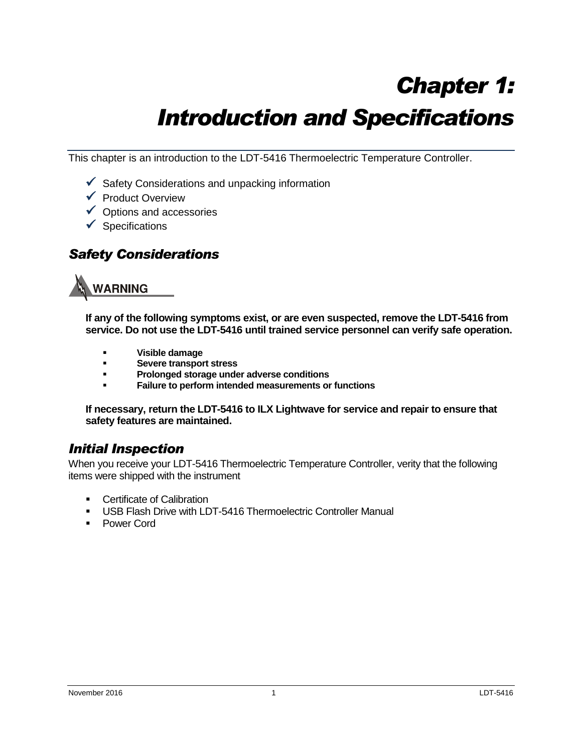# Chapter 1:

# Introduction and Specifications

This chapter is an introduction to the LDT-5416 Thermoelectric Temperature Controller.

- ✓ Safety Considerations and unpacking information
- ✓ Product Overview
- ✓ Options and accessories
- ✓ Specifications

## *Safety Considerations*

**WARNING**

**If any of the following symptoms exist, or are even suspected, remove the LDT-5416 from service. Do not use the LDT-5416 until trained service personnel can verify safe operation.**

- **Visible damage**
- **Severe transport stress**
- **Prolonged storage under adverse conditions**
- **Failure to perform intended measurements or functions**

**If necessary, return the LDT-5416 to ILX Lightwave for service and repair to ensure that safety features are maintained.**

## *Initial Inspection*

When you receive your LDT-5416 Thermoelectric Temperature Controller, verity that the following items were shipped with the instrument

- Certificate of Calibration
- USB Flash Drive with LDT-5416 Thermoelectric Controller Manual
- Power Cord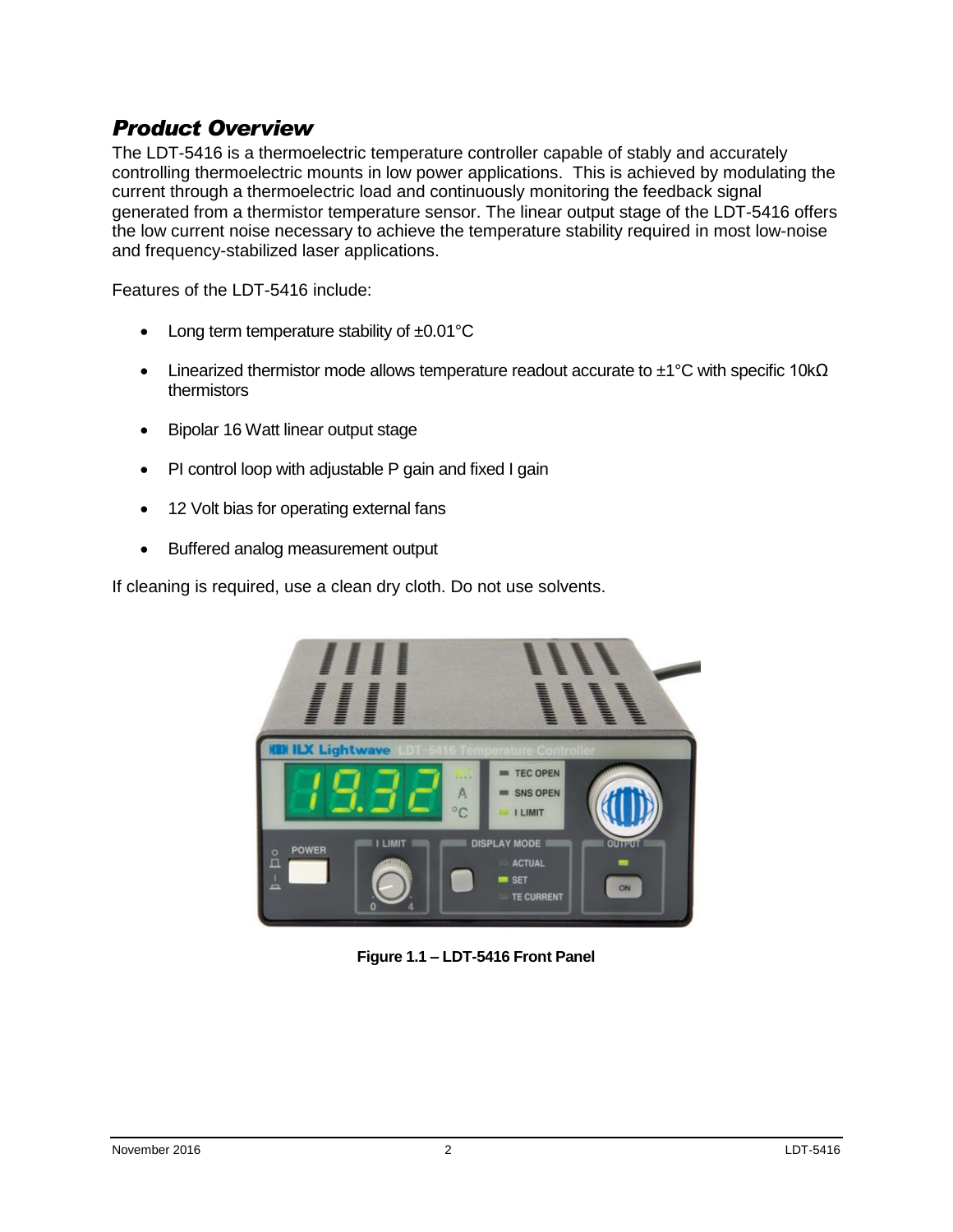## *Product Overview*

The LDT-5416 is a thermoelectric temperature controller capable of stably and accurately controlling thermoelectric mounts in low power applications. This is achieved by modulating the current through a thermoelectric load and continuously monitoring the feedback signal generated from a thermistor temperature sensor. The linear output stage of the LDT-5416 offers the low current noise necessary to achieve the temperature stability required in most low-noise and frequency-stabilized laser applications.

Features of the LDT-5416 include:

- Long term temperature stability of ±0.01°C
- Linearized thermistor mode allows temperature readout accurate to ±1°C with specific 10kΩ thermistors
- Bipolar 16 Watt linear output stage
- PI control loop with adjustable P gain and fixed I gain
- 12 Volt bias for operating external fans
- Buffered analog measurement output

If cleaning is required, use a clean dry cloth. Do not use solvents.

**Figure 1.1 – LDT-5416 Front Panel**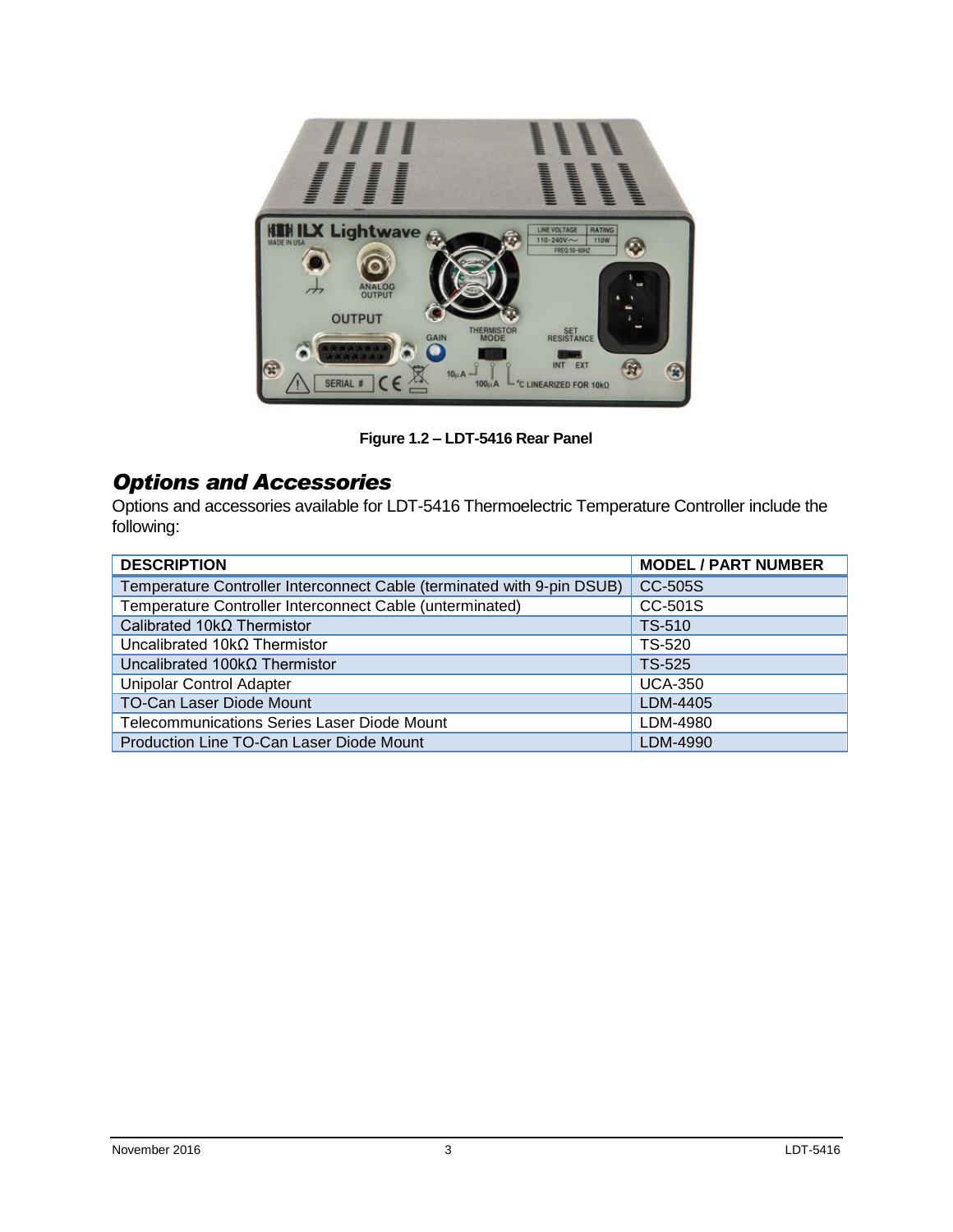Figure 1.2 – LDT-5416 Rear Panel

## *Options and Accessories*

Options and accessories available for LDT-5416 Thermoelectric Temperature Controller include the following:

| DESCRIPTION | MODEL / PART NUMBER |
|---|---|
| Temperature Controller Interconnect Cable (terminated with 9-pin DSUB) | CC-505S |
| Temperature Controller Interconnect Cable (unterminated) | CC-501S |
| Calibrated 10kΩ Thermistor | TS-510 |
| Uncalibrated 10kΩ Thermistor | TS-520 |
| Uncalibrated 100kΩ Thermistor | TS-525 |
| Unipolar Control Adapter | UCA-350 |
| TO-Can Laser Diode Mount | LDM-4405 |
| Telecommunications Series Laser Diode Mount | LDM-4980 |
| Production Line TO-Can Laser Diode Mount | LDM-4990 |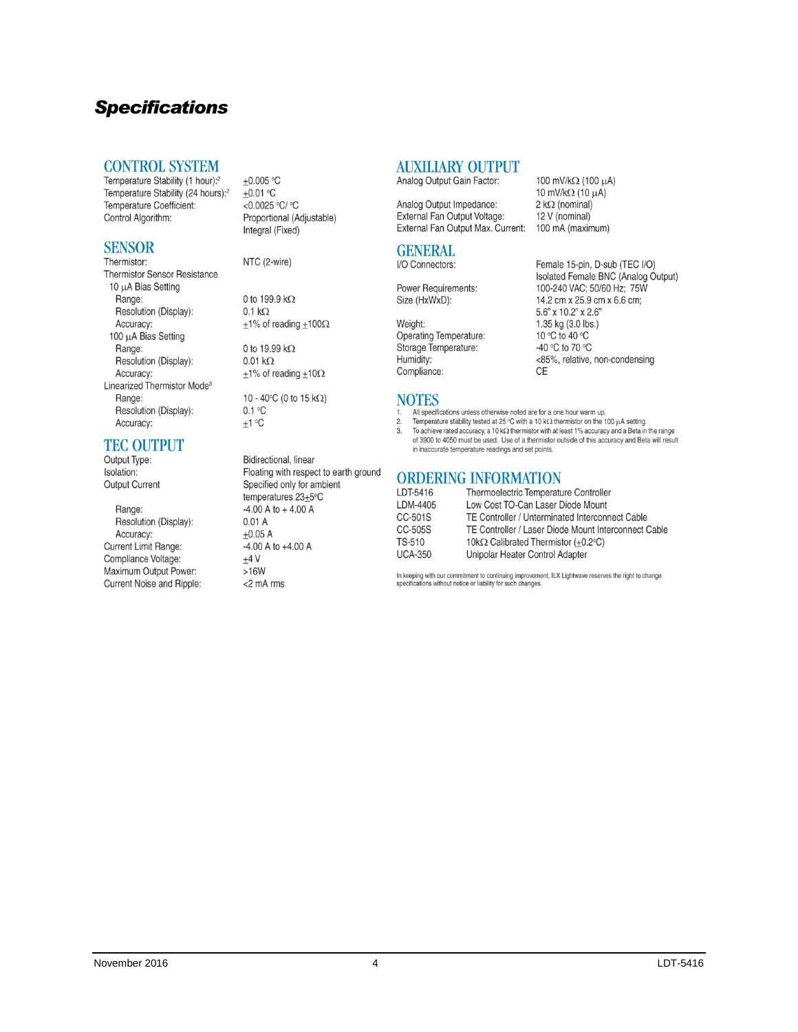# Specifications

## CONTROL SYSTEM

| | |
|---|---|
| Temperature Stability (1 hour):[2] | ±0.005 °C |
| Temperature Stability (24 hours):[2] | ±0.01 °C |
| Temperature Coefficient: | <0.0025 °C/ °C |
| Control Algorithm: | Proportional (Adjustable) Integral (Fixed) |

## SENSOR

| | |
|---|---|
| Thermistor: | NTC (2-wire) |
| Thermistor Sensor Resistance | |
| 10 µA Bias Setting | |
| Range: | 0 to 199.9 kΩ |
| Resolution (Display): | 0.1 kΩ |
| Accuracy: | ±1% of reading ±100Ω |
| 100 µA Bias Setting | |
| Range: | 0 to 19.99 kΩ |
| Resolution (Display): | 0.01 kΩ |
| Accuracy: | ±1% of reading ±10Ω |
| Linearized Thermistor Mode[3] | |
| Range: | 10 - 40°C (0 to 15 kΩ) |
| Resolution (Display): | 0.1 °C |
| Accuracy: | ±1 °C |

## TEC OUTPUT

| | |
|---|---|
| Output Type: | Bidirectional, linear |
| Isolation: | Floating with respect to earth ground |
| Output Current | Specified only for ambient temperatures 23±5°C |
| Range: | -4.00 A to + 4.00 A |
| Resolution (Display): | 0.01 A |
| Accuracy: | ±0.05 A |
| Current Limit Range: | -4.00 A to +4.00 A |
| Compliance Voltage: | ±4 V |
| Maximum Output Power: | >16W |
| Current Noise and Ripple: | <2 mA rms |

## AUXILIARY OUTPUT

| | |
|---|---|
| Analog Output Gain Factor: | 100 mV/kΩ (100 µA) 10 mV/kΩ (10 µA) |
| Analog Output Impedance: | 2 kΩ (nominal) |
| External Fan Output Voltage: | 12 V (nominal) |
| External Fan Output Max. Current: | 100 mA (maximum) |

## GENERAL

| | |
|---|---|
| I/O Connectors: | Female 15-pin, D-sub (TEC I/O) Isolated Female BNC (Analog Output) |
| Power Requirements: | 100-240 VAC; 50/60 Hz; 75W |
| Size (HxWxD): | 14.2 cm x 25.9 cm x 6.6 cm; 5.6" x 10.2" x 2.6" |
| Weight: | 1.35 kg (3.0 lbs.) |
| Operating Temperature: | 10 °C to 40 °C |
| Storage Temperature: | -40 °C to 70 °C |
| Humidity: | <85%, relative, non-condensing |
| Compliance: | CE |

## NOTES

1. All specifications unless otherwise noted are for a one hour warm up.
2. Temperature stability tested at 25 °C with a 10 kΩ thermistor on the 100 µA setting.
3. To achieve rated accuracy, a 10 kΩ thermistor with at least 1% accuracy and a Beta in the range of 3900 to 4050 must be used. Use of a thermistor outside of this accuracy and Beta will result in inaccurate temperature readings and set points.

## ORDERING INFORMATION

| | |
|---|---|
| LDT-5416 | Thermoelectric Temperature Controller |
| LDM-4405 | Low Cost TO-Can Laser Diode Mount |
| CC-501S | TE Controller / Unterminated Interconnect Cable |
| CC-505S | TE Controller / Laser Diode Mount Interconnect Cable |
| TS-510 | 10kΩ Calibrated Thermistor (±0.2°C) |
| UCA-350 | Unipolar Heater Control Adapter |

In keeping with our commitment to continuing improvement, ILX Lightwave reserves the right to change specifications without notice or liability for such changes.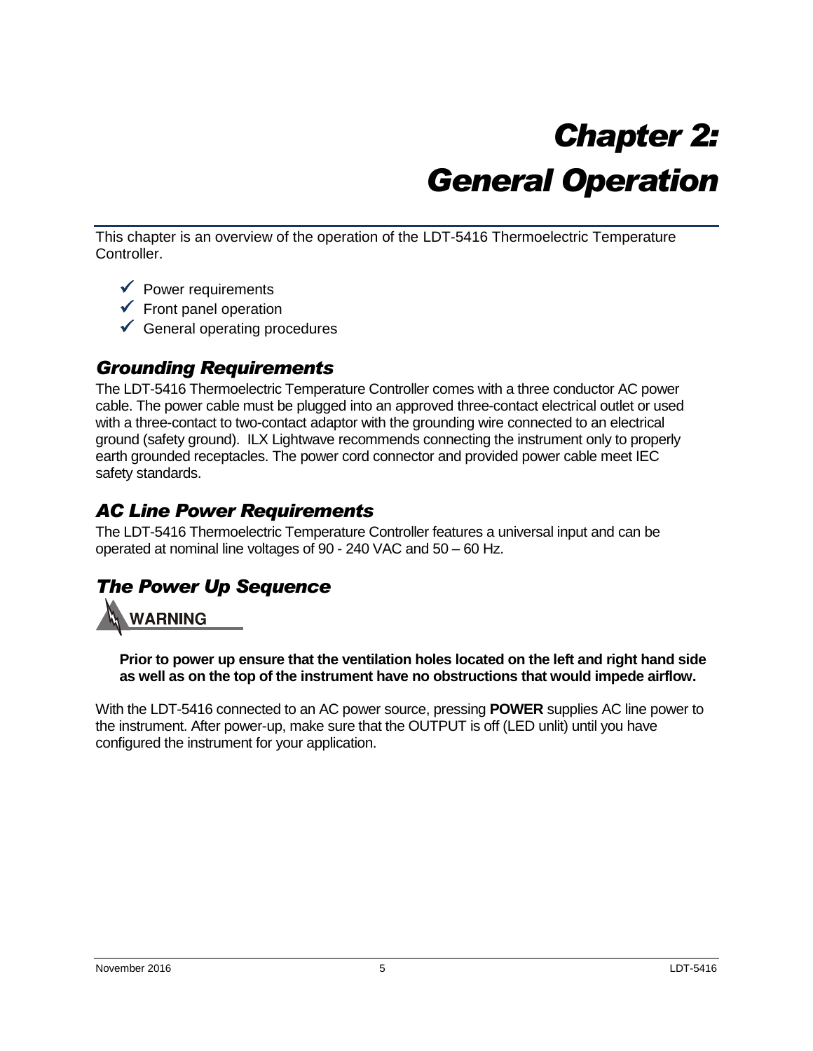# Chapter 2: General Operation

This chapter is an overview of the operation of the LDT-5416 Thermoelectric Temperature Controller.

- ✓ Power requirements
- ✓ Front panel operation
- ✓ General operating procedures

## Grounding Requirements

The LDT-5416 Thermoelectric Temperature Controller comes with a three conductor AC power cable. The power cable must be plugged into an approved three-contact electrical outlet or used with a three-contact to two-contact adaptor with the grounding wire connected to an electrical ground (safety ground). ILX Lightwave recommends connecting the instrument only to properly earth grounded receptacles. The power cord connector and provided power cable meet IEC safety standards.

## AC Line Power Requirements

The LDT-5416 Thermoelectric Temperature Controller features a universal input and can be operated at nominal line voltages of 90 - 240 VAC and 50 – 60 Hz.

## The Power Up Sequence

**WARNING**

**Prior to power up ensure that the ventilation holes located on the left and right hand side as well as on the top of the instrument have no obstructions that would impede airflow.**

With the LDT-5416 connected to an AC power source, pressing **POWER** supplies AC line power to the instrument. After power-up, make sure that the OUTPUT is off (LED unlit) until you have configured the instrument for your application.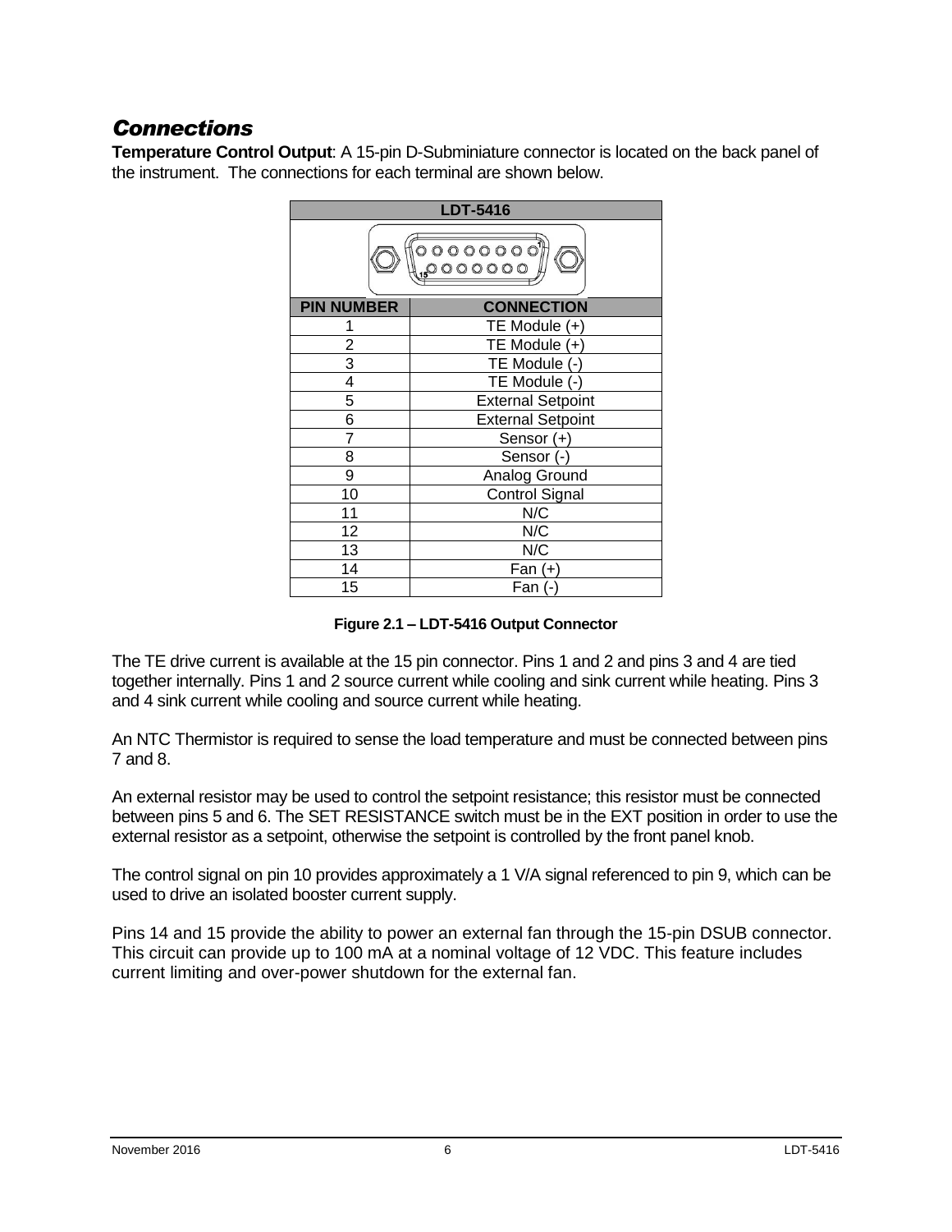## *Connections*

**Temperature Control Output**: A 15-pin D-Subminiature connector is located on the back panel of the instrument. The connections for each terminal are shown below.

| LDT-5416 | |
|---|---|
| **PIN NUMBER** | **CONNECTION** |
| 1 | TE Module (+) |
| 2 | TE Module (+) |
| 3 | TE Module (-) |
| 4 | TE Module (-) |
| 5 | External Setpoint |
| 6 | External Setpoint |
| 7 | Sensor (+) |
| 8 | Sensor (-) |
| 9 | Analog Ground |
| 10 | Control Signal |
| 11 | N/C |
| 12 | N/C |
| 13 | N/C |
| 14 | Fan (+) |
| 15 | Fan (-) |

**Figure 2.1 – LDT-5416 Output Connector**

The TE drive current is available at the 15 pin connector. Pins 1 and 2 and pins 3 and 4 are tied together internally. Pins 1 and 2 source current while cooling and sink current while heating. Pins 3 and 4 sink current while cooling and source current while heating.

An NTC Thermistor is required to sense the load temperature and must be connected between pins 7 and 8.

An external resistor may be used to control the setpoint resistance; this resistor must be connected between pins 5 and 6. The SET RESISTANCE switch must be in the EXT position in order to use the external resistor as a setpoint, otherwise the setpoint is controlled by the front panel knob.

The control signal on pin 10 provides approximately a 1 V/A signal referenced to pin 9, which can be used to drive an isolated booster current supply.

Pins 14 and 15 provide the ability to power an external fan through the 15-pin DSUB connector. This circuit can provide up to 100 mA at a nominal voltage of 12 VDC. This feature includes current limiting and over-power shutdown for the external fan.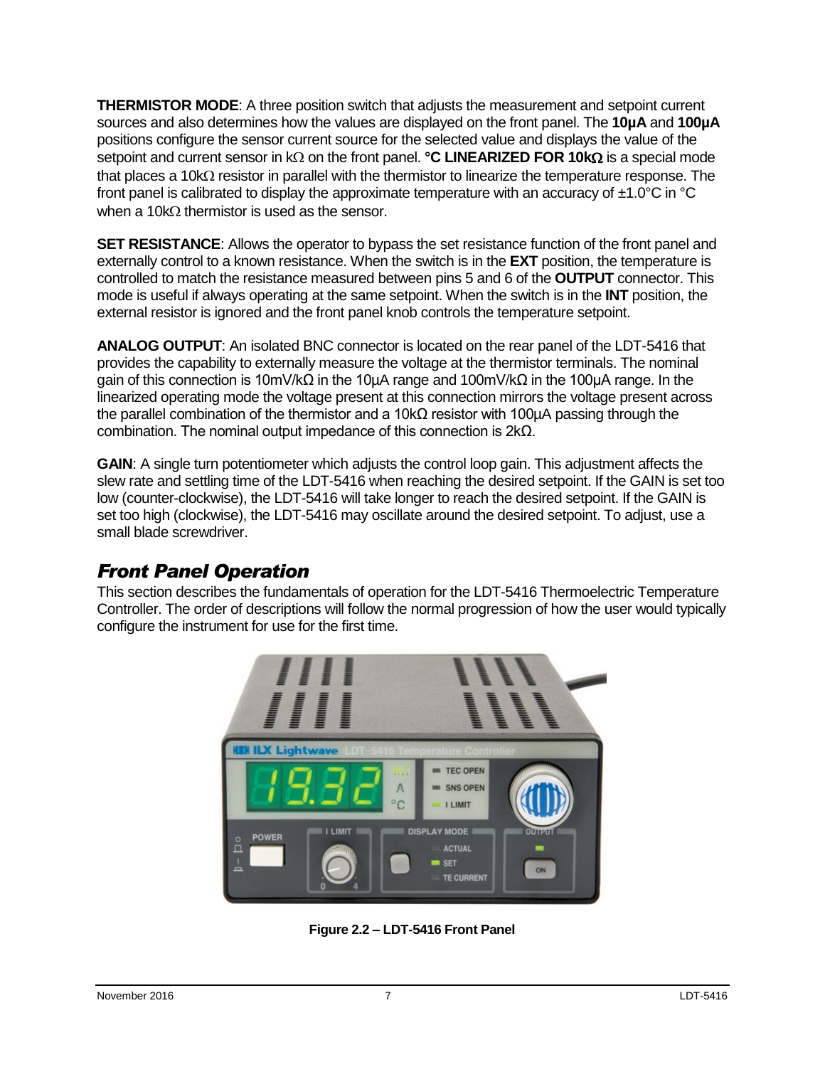**THERMISTOR MODE**: A three position switch that adjusts the measurement and setpoint current sources and also determines how the values are displayed on the front panel. The **10µA** and **100µA** positions configure the sensor current source for the selected value and displays the value of the setpoint and current sensor in kΩ on the front panel. **°C LINEARIZED FOR 10kΩ** is a special mode that places a 10kΩ resistor in parallel with the thermistor to linearize the temperature response. The front panel is calibrated to display the approximate temperature with an accuracy of ±1.0°C in °C when a 10kΩ thermistor is used as the sensor.

**SET RESISTANCE**: Allows the operator to bypass the set resistance function of the front panel and externally control to a known resistance. When the switch is in the **EXT** position, the temperature is controlled to match the resistance measured between pins 5 and 6 of the **OUTPUT** connector. This mode is useful if always operating at the same setpoint. When the switch is in the **INT** position, the external resistor is ignored and the front panel knob controls the temperature setpoint.

**ANALOG OUTPUT**: An isolated BNC connector is located on the rear panel of the LDT-5416 that provides the capability to externally measure the voltage at the thermistor terminals. The nominal gain of this connection is 10mV/kΩ in the 10µA range and 100mV/kΩ in the 100µA range. In the linearized operating mode the voltage present at this connection mirrors the voltage present across the parallel combination of the thermistor and a 10kΩ resistor with 100µA passing through the combination. The nominal output impedance of this connection is 2kΩ.

**GAIN**: A single turn potentiometer which adjusts the control loop gain. This adjustment affects the slew rate and settling time of the LDT-5416 when reaching the desired setpoint. If the GAIN is set too low (counter-clockwise), the LDT-5416 will take longer to reach the desired setpoint. If the GAIN is set too high (clockwise), the LDT-5416 may oscillate around the desired setpoint. To adjust, use a small blade screwdriver.

## *Front Panel Operation*

This section describes the fundamentals of operation for the LDT-5416 Thermoelectric Temperature Controller. The order of descriptions will follow the normal progression of how the user would typically configure the instrument for use for the first time.

**Figure 2.2 – LDT-5416 Front Panel**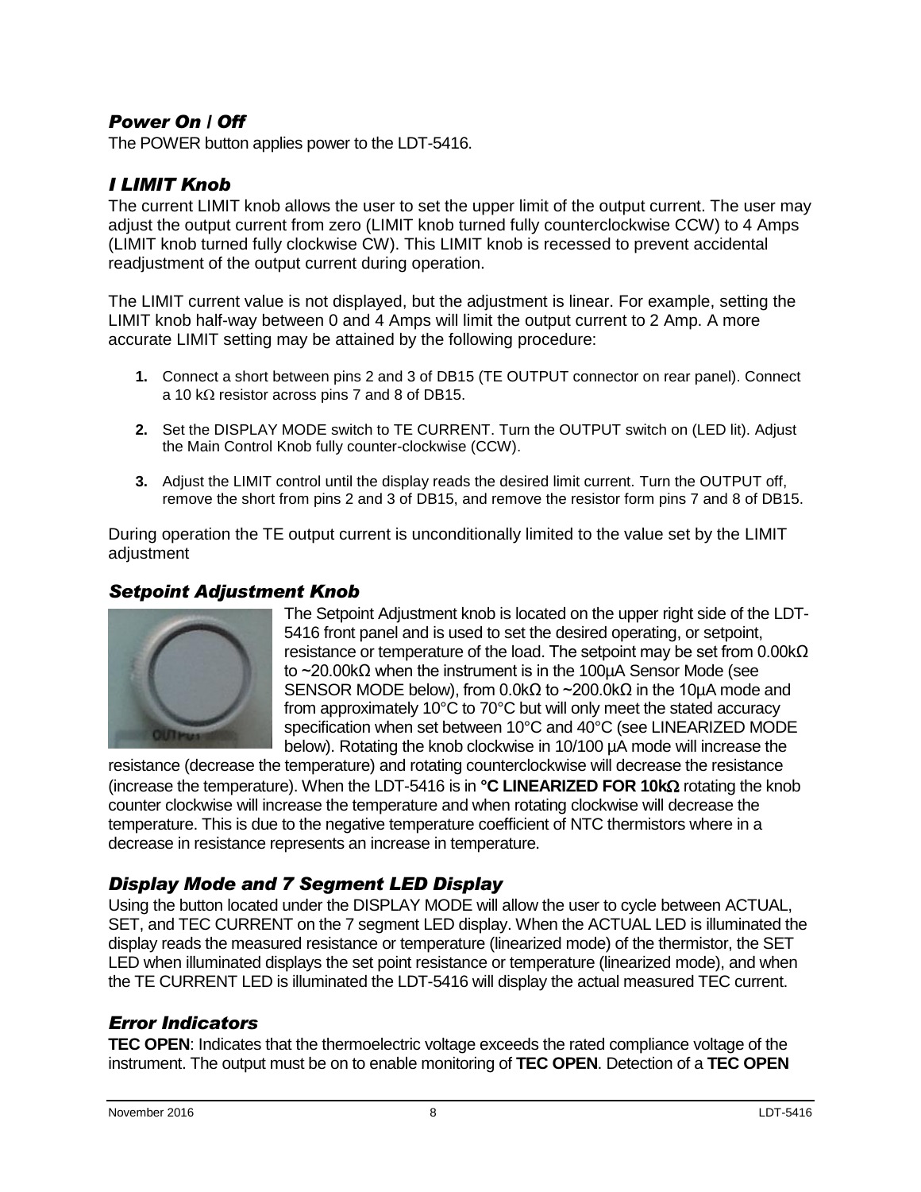### *Power On / Off*

The POWER button applies power to the LDT-5416.

### *I LIMIT Knob*

The current LIMIT knob allows the user to set the upper limit of the output current. The user may adjust the output current from zero (LIMIT knob turned fully counterclockwise CCW) to 4 Amps (LIMIT knob turned fully clockwise CW). This LIMIT knob is recessed to prevent accidental readjustment of the output current during operation.

The LIMIT current value is not displayed, but the adjustment is linear. For example, setting the LIMIT knob half-way between 0 and 4 Amps will limit the output current to 2 Amp. A more accurate LIMIT setting may be attained by the following procedure:

1. Connect a short between pins 2 and 3 of DB15 (TE OUTPUT connector on rear panel). Connect a 10 kΩ resistor across pins 7 and 8 of DB15.
2. Set the DISPLAY MODE switch to TE CURRENT. Turn the OUTPUT switch on (LED lit). Adjust the Main Control Knob fully counter-clockwise (CCW).
3. Adjust the LIMIT control until the display reads the desired limit current. Turn the OUTPUT off, remove the short from pins 2 and 3 of DB15, and remove the resistor form pins 7 and 8 of DB15.

During operation the TE output current is unconditionally limited to the value set by the LIMIT adjustment

### *Setpoint Adjustment Knob*

The Setpoint Adjustment knob is located on the upper right side of the LDT-5416 front panel and is used to set the desired operating, or setpoint, resistance or temperature of the load. The setpoint may be set from 0.00kΩ to ~20.00kΩ when the instrument is in the 100µA Sensor Mode (see SENSOR MODE below), from 0.0kΩ to ~200.0kΩ in the 10µA mode and from approximately 10°C to 70°C but will only meet the stated accuracy specification when set between 10°C and 40°C (see LINEARIZED MODE below). Rotating the knob clockwise in 10/100 µA mode will increase the resistance (decrease the temperature) and rotating counterclockwise will decrease the resistance (increase the temperature). When the LDT-5416 is in **°C LINEARIZED FOR 10kΩ** rotating the knob counter clockwise will increase the temperature and when rotating clockwise will decrease the temperature. This is due to the negative temperature coefficient of NTC thermistors where in a decrease in resistance represents an increase in temperature.

### *Display Mode and 7 Segment LED Display*

Using the button located under the DISPLAY MODE will allow the user to cycle between ACTUAL, SET, and TEC CURRENT on the 7 segment LED display. When the ACTUAL LED is illuminated the display reads the measured resistance or temperature (linearized mode) of the thermistor, the SET LED when illuminated displays the set point resistance or temperature (linearized mode), and when the TE CURRENT LED is illuminated the LDT-5416 will display the actual measured TEC current.

### *Error Indicators*

**TEC OPEN**: Indicates that the thermoelectric voltage exceeds the rated compliance voltage of the instrument. The output must be on to enable monitoring of **TEC OPEN**. Detection of a **TEC OPEN**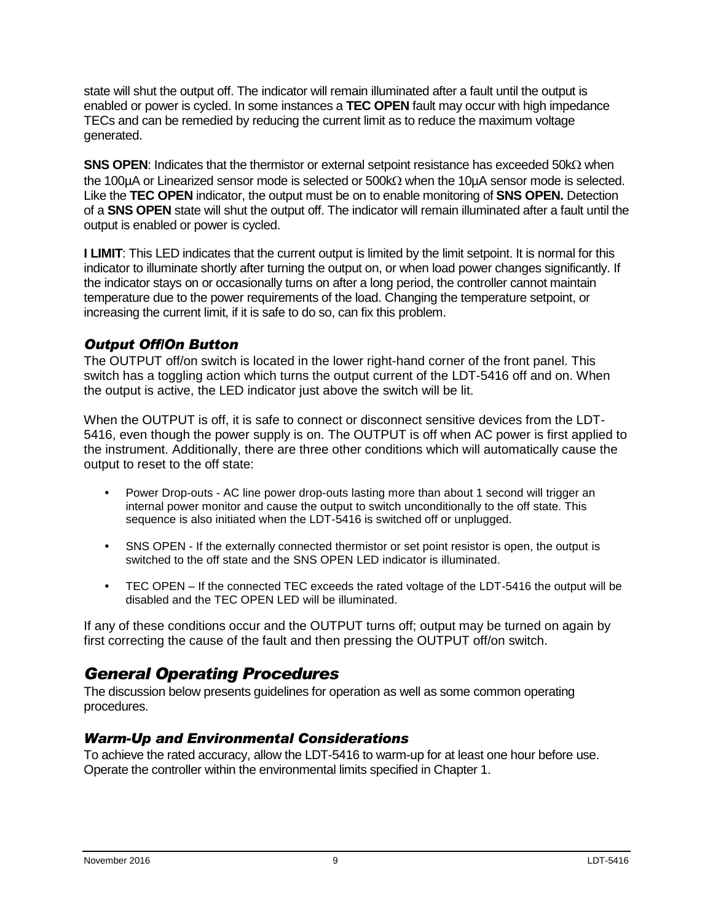state will shut the output off. The indicator will remain illuminated after a fault until the output is enabled or power is cycled. In some instances a **TEC OPEN** fault may occur with high impedance TECs and can be remedied by reducing the current limit as to reduce the maximum voltage generated.

**SNS OPEN**: Indicates that the thermistor or external setpoint resistance has exceeded 50kΩ when the 100µA or Linearized sensor mode is selected or 500kΩ when the 10µA sensor mode is selected. Like the **TEC OPEN** indicator, the output must be on to enable monitoring of **SNS OPEN.** Detection of a **SNS OPEN** state will shut the output off. The indicator will remain illuminated after a fault until the output is enabled or power is cycled.

**I LIMIT**: This LED indicates that the current output is limited by the limit setpoint. It is normal for this indicator to illuminate shortly after turning the output on, or when load power changes significantly. If the indicator stays on or occasionally turns on after a long period, the controller cannot maintain temperature due to the power requirements of the load. Changing the temperature setpoint, or increasing the current limit, if it is safe to do so, can fix this problem.

### *Output Off/On Button*

The OUTPUT off/on switch is located in the lower right-hand corner of the front panel. This switch has a toggling action which turns the output current of the LDT-5416 off and on. When the output is active, the LED indicator just above the switch will be lit.

When the OUTPUT is off, it is safe to connect or disconnect sensitive devices from the LDT-5416, even though the power supply is on. The OUTPUT is off when AC power is first applied to the instrument. Additionally, there are three other conditions which will automatically cause the output to reset to the off state:

- Power Drop-outs - AC line power drop-outs lasting more than about 1 second will trigger an internal power monitor and cause the output to switch unconditionally to the off state. This sequence is also initiated when the LDT-5416 is switched off or unplugged.
- SNS OPEN - If the externally connected thermistor or set point resistor is open, the output is switched to the off state and the SNS OPEN LED indicator is illuminated.
- TEC OPEN – If the connected TEC exceeds the rated voltage of the LDT-5416 the output will be disabled and the TEC OPEN LED will be illuminated.

If any of these conditions occur and the OUTPUT turns off; output may be turned on again by first correcting the cause of the fault and then pressing the OUTPUT off/on switch.

## *General Operating Procedures*

The discussion below presents guidelines for operation as well as some common operating procedures.

### *Warm-Up and Environmental Considerations*

To achieve the rated accuracy, allow the LDT-5416 to warm-up for at least one hour before use. Operate the controller within the environmental limits specified in Chapter 1.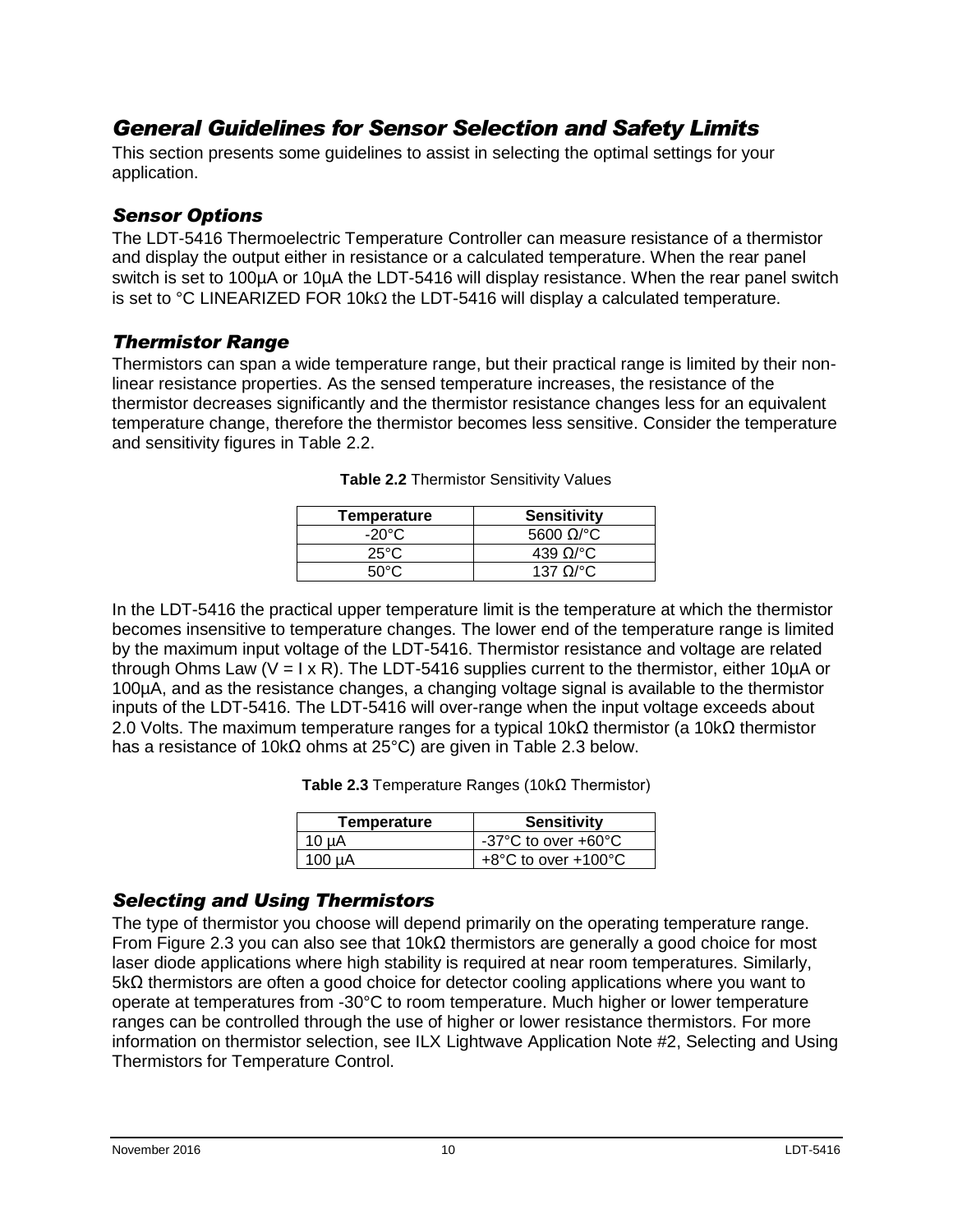## *General Guidelines for Sensor Selection and Safety Limits*

This section presents some guidelines to assist in selecting the optimal settings for your application.

### *Sensor Options*

The LDT-5416 Thermoelectric Temperature Controller can measure resistance of a thermistor and display the output either in resistance or a calculated temperature. When the rear panel switch is set to 100µA or 10µA the LDT-5416 will display resistance. When the rear panel switch is set to °C LINEARIZED FOR 10kΩ the LDT-5416 will display a calculated temperature.

### *Thermistor Range*

Thermistors can span a wide temperature range, but their practical range is limited by their non-linear resistance properties. As the sensed temperature increases, the resistance of the thermistor decreases significantly and the thermistor resistance changes less for an equivalent temperature change, therefore the thermistor becomes less sensitive. Consider the temperature and sensitivity figures in Table 2.2.

**Table 2.2** Thermistor Sensitivity Values

| Temperature | Sensitivity |
|---|---|
| -20°C | 5600 Ω/°C |
| 25°C | 439 Ω/°C |
| 50°C | 137 Ω/°C |

In the LDT-5416 the practical upper temperature limit is the temperature at which the thermistor becomes insensitive to temperature changes. The lower end of the temperature range is limited by the maximum input voltage of the LDT-5416. Thermistor resistance and voltage are related through Ohms Law ($V = I \times R$). The LDT-5416 supplies current to the thermistor, either 10µA or 100µA, and as the resistance changes, a changing voltage signal is available to the thermistor inputs of the LDT-5416. The LDT-5416 will over-range when the input voltage exceeds about 2.0 Volts. The maximum temperature ranges for a typical 10kΩ thermistor (a 10kΩ thermistor has a resistance of 10kΩ ohms at 25°C) are given in Table 2.3 below.

**Table 2.3** Temperature Ranges (10kΩ Thermistor)

| Temperature | Sensitivity |
|---|---|
| 10 µA | -37°C to over +60°C |
| 100 µA | +8°C to over +100°C |

### *Selecting and Using Thermistors*

The type of thermistor you choose will depend primarily on the operating temperature range. From Figure 2.3 you can also see that 10kΩ thermistors are generally a good choice for most laser diode applications where high stability is required at near room temperatures. Similarly, 5kΩ thermistors are often a good choice for detector cooling applications where you want to operate at temperatures from -30°C to room temperature. Much higher or lower temperature ranges can be controlled through the use of higher or lower resistance thermistors. For more information on thermistor selection, see ILX Lightwave Application Note #2, Selecting and Using Thermistors for Temperature Control.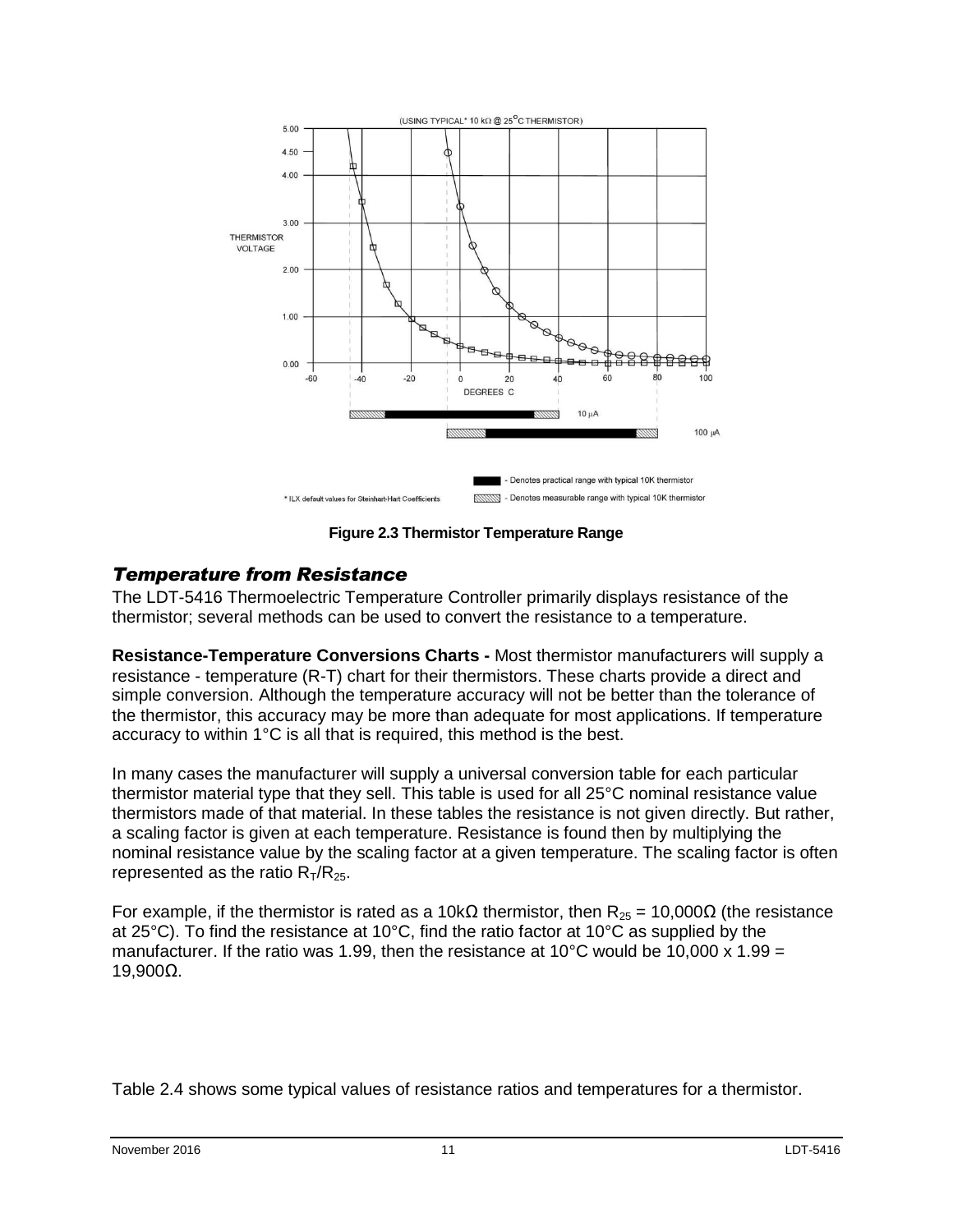Figure 2.3 Thermistor Temperature Range

## *Temperature from Resistance*

The LDT-5416 Thermoelectric Temperature Controller primarily displays resistance of the thermistor; several methods can be used to convert the resistance to a temperature.

**Resistance-Temperature Conversions Charts -** Most thermistor manufacturers will supply a resistance - temperature (R-T) chart for their thermistors. These charts provide a direct and simple conversion. Although the temperature accuracy will not be better than the tolerance of the thermistor, this accuracy may be more than adequate for most applications. If temperature accuracy to within 1°C is all that is required, this method is the best.

In many cases the manufacturer will supply a universal conversion table for each particular thermistor material type that they sell. This table is used for all 25°C nominal resistance value thermistors made of that material. In these tables the resistance is not given directly. But rather, a scaling factor is given at each temperature. Resistance is found then by multiplying the nominal resistance value by the scaling factor at a given temperature. The scaling factor is often represented as the ratio $R_T/R_{25}$.

For example, if the thermistor is rated as a 10kΩ thermistor, then $R_{25}$ = 10,000Ω (the resistance at 25°C). To find the resistance at 10°C, find the ratio factor at 10°C as supplied by the manufacturer. If the ratio was 1.99, then the resistance at 10°C would be 10,000 x 1.99 = 19,900Ω.

Table 2.4 shows some typical values of resistance ratios and temperatures for a thermistor.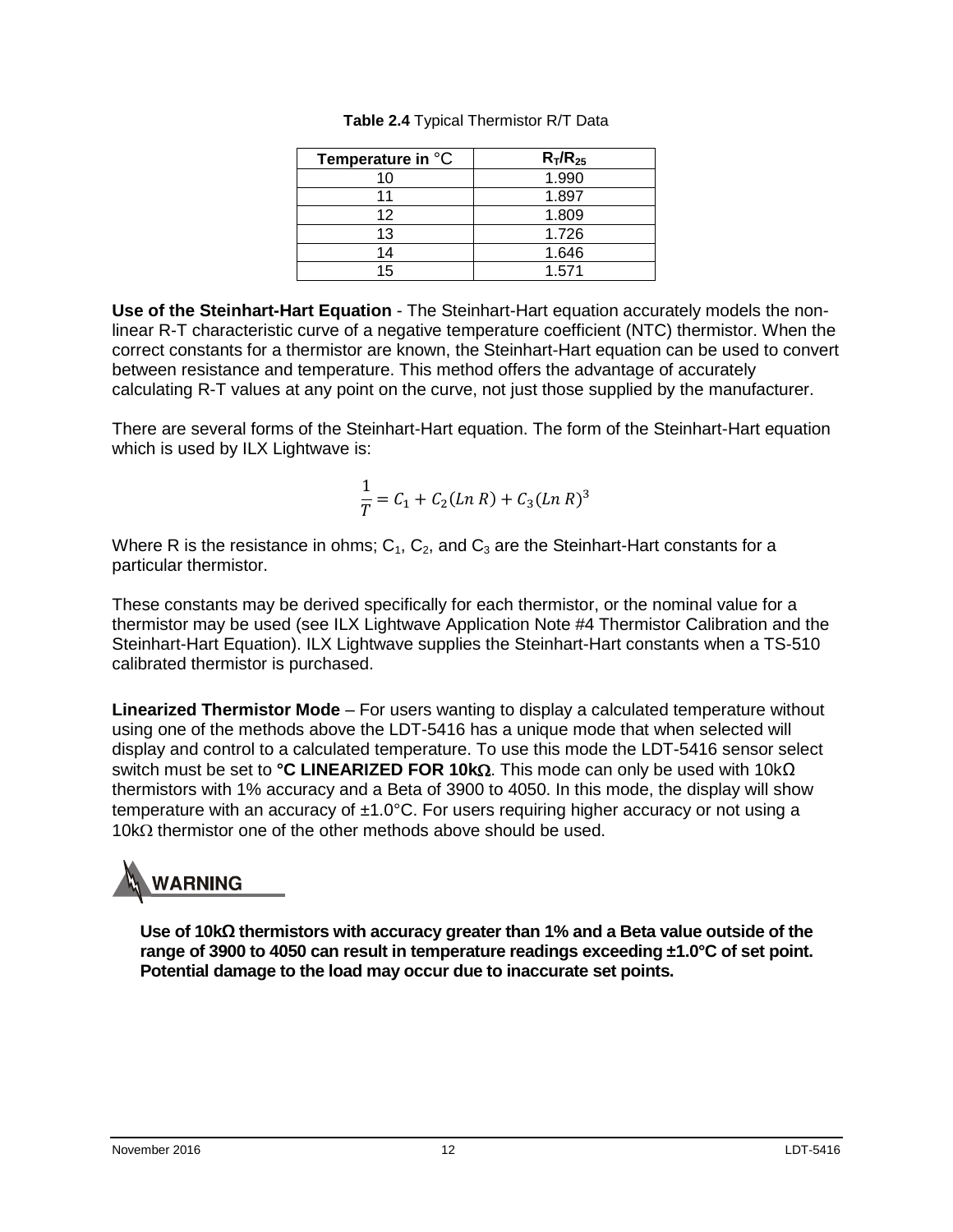**Table 2.4** Typical Thermistor R/T Data

| Temperature in °C | $R_T/R_{25}$ |
|---|---|
| 10 | 1.990 |
| 11 | 1.897 |
| 12 | 1.809 |
| 13 | 1.726 |
| 14 | 1.646 |
| 15 | 1.571 |

**Use of the Steinhart-Hart Equation** - The Steinhart-Hart equation accurately models the non-linear R-T characteristic curve of a negative temperature coefficient (NTC) thermistor. When the correct constants for a thermistor are known, the Steinhart-Hart equation can be used to convert between resistance and temperature. This method offers the advantage of accurately calculating R-T values at any point on the curve, not just those supplied by the manufacturer.

There are several forms of the Steinhart-Hart equation. The form of the Steinhart-Hart equation which is used by ILX Lightwave is:

$$\frac{1}{T} = C_1 + C_2(Ln\ R) + C_3(Ln\ R)^3$$

Where R is the resistance in ohms; $C_1$, $C_2$, and $C_3$ are the Steinhart-Hart constants for a particular thermistor.

These constants may be derived specifically for each thermistor, or the nominal value for a thermistor may be used (see ILX Lightwave Application Note #4 Thermistor Calibration and the Steinhart-Hart Equation). ILX Lightwave supplies the Steinhart-Hart constants when a TS-510 calibrated thermistor is purchased.

**Linearized Thermistor Mode** – For users wanting to display a calculated temperature without using one of the methods above the LDT-5416 has a unique mode that when selected will display and control to a calculated temperature. To use this mode the LDT-5416 sensor select switch must be set to **°C LINEARIZED FOR 10kΩ**. This mode can only be used with 10kΩ thermistors with 1% accuracy and a Beta of 3900 to 4050. In this mode, the display will show temperature with an accuracy of ±1.0°C. For users requiring higher accuracy or not using a 10kΩ thermistor one of the other methods above should be used.

**WARNING**

**Use of 10kΩ thermistors with accuracy greater than 1% and a Beta value outside of the range of 3900 to 4050 can result in temperature readings exceeding ±1.0°C of set point. Potential damage to the load may occur due to inaccurate set points.**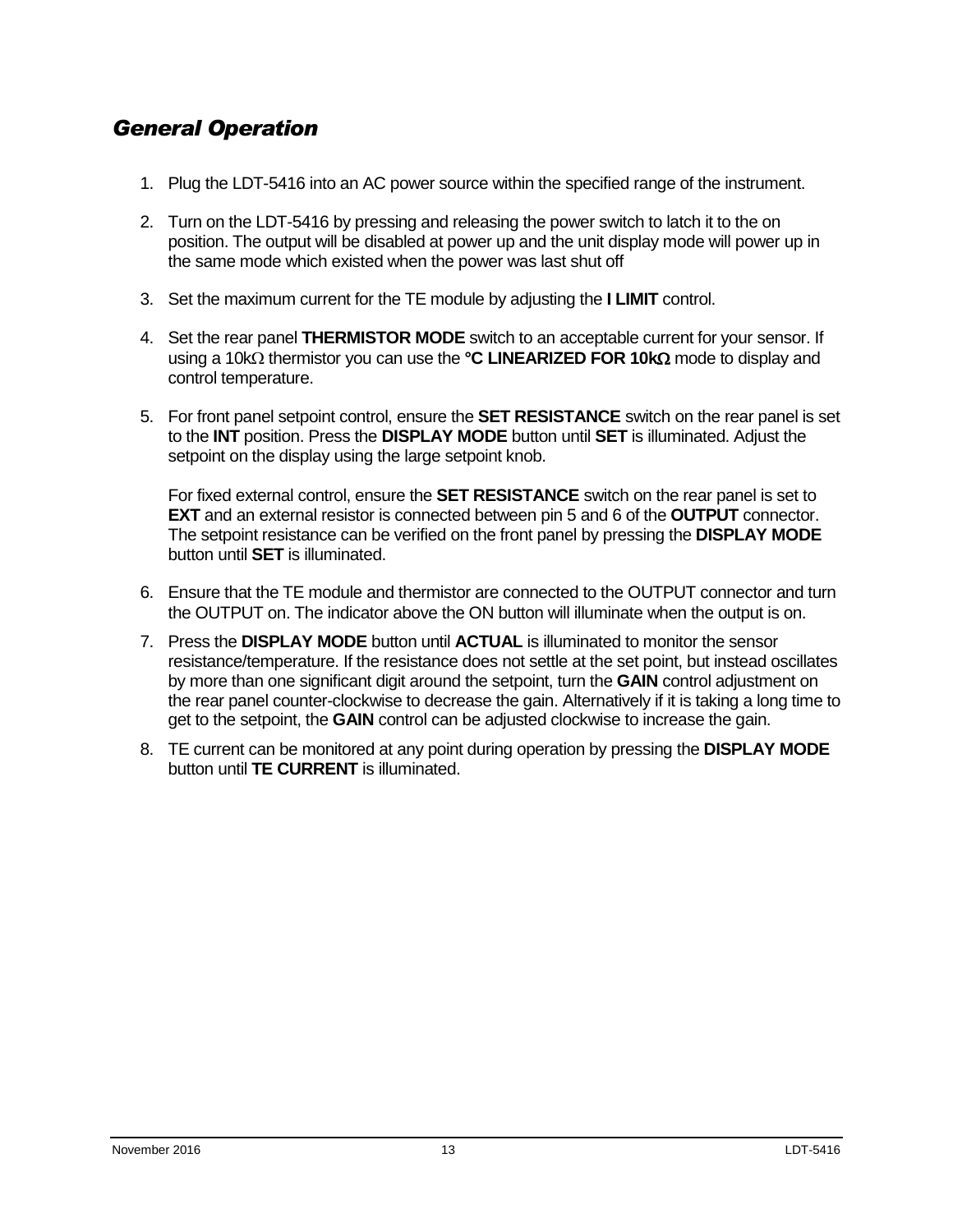## *General Operation*

1. Plug the LDT-5416 into an AC power source within the specified range of the instrument.

2. Turn on the LDT-5416 by pressing and releasing the power switch to latch it to the on position. The output will be disabled at power up and the unit display mode will power up in the same mode which existed when the power was last shut off

3. Set the maximum current for the TE module by adjusting the **I LIMIT** control.

4. Set the rear panel **THERMISTOR MODE** switch to an acceptable current for your sensor. If using a 10kΩ thermistor you can use the **°C LINEARIZED FOR 10kΩ** mode to display and control temperature.

5. For front panel setpoint control, ensure the **SET RESISTANCE** switch on the rear panel is set to the **INT** position. Press the **DISPLAY MODE** button until **SET** is illuminated. Adjust the setpoint on the display using the large setpoint knob.

   For fixed external control, ensure the **SET RESISTANCE** switch on the rear panel is set to **EXT** and an external resistor is connected between pin 5 and 6 of the **OUTPUT** connector. The setpoint resistance can be verified on the front panel by pressing the **DISPLAY MODE** button until **SET** is illuminated.

6. Ensure that the TE module and thermistor are connected to the OUTPUT connector and turn the OUTPUT on. The indicator above the ON button will illuminate when the output is on.

7. Press the **DISPLAY MODE** button until **ACTUAL** is illuminated to monitor the sensor resistance/temperature. If the resistance does not settle at the set point, but instead oscillates by more than one significant digit around the setpoint, turn the **GAIN** control adjustment on the rear panel counter-clockwise to decrease the gain. Alternatively if it is taking a long time to get to the setpoint, the **GAIN** control can be adjusted clockwise to increase the gain.

8. TE current can be monitored at any point during operation by pressing the **DISPLAY MODE** button until **TE CURRENT** is illuminated.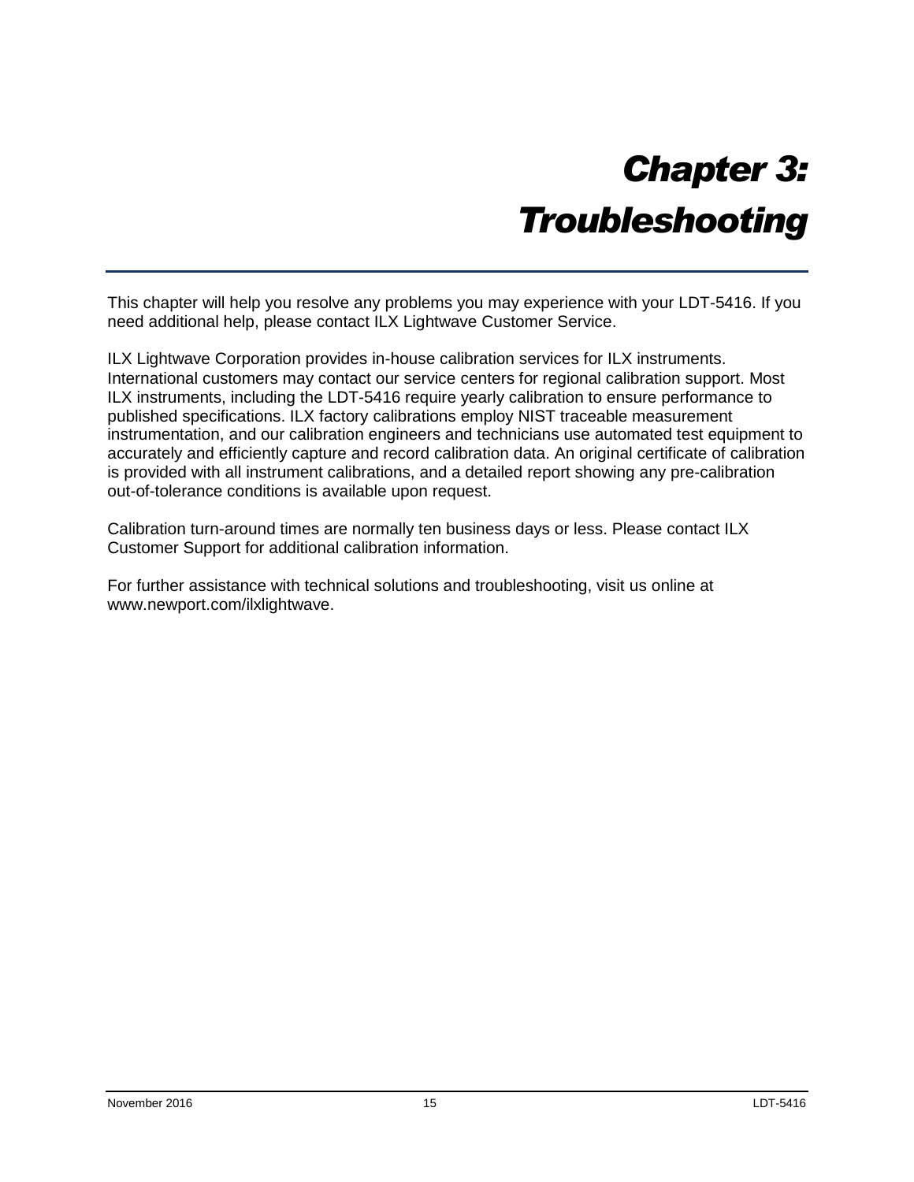# Chapter 3: Troubleshooting

This chapter will help you resolve any problems you may experience with your LDT-5416. If you need additional help, please contact ILX Lightwave Customer Service.

ILX Lightwave Corporation provides in-house calibration services for ILX instruments. International customers may contact our service centers for regional calibration support. Most ILX instruments, including the LDT-5416 require yearly calibration to ensure performance to published specifications. ILX factory calibrations employ NIST traceable measurement instrumentation, and our calibration engineers and technicians use automated test equipment to accurately and efficiently capture and record calibration data. An original certificate of calibration is provided with all instrument calibrations, and a detailed report showing any pre-calibration out-of-tolerance conditions is available upon request.

Calibration turn-around times are normally ten business days or less. Please contact ILX Customer Support for additional calibration information.

For further assistance with technical solutions and troubleshooting, visit us online at www.newport.com/ilxlightwave.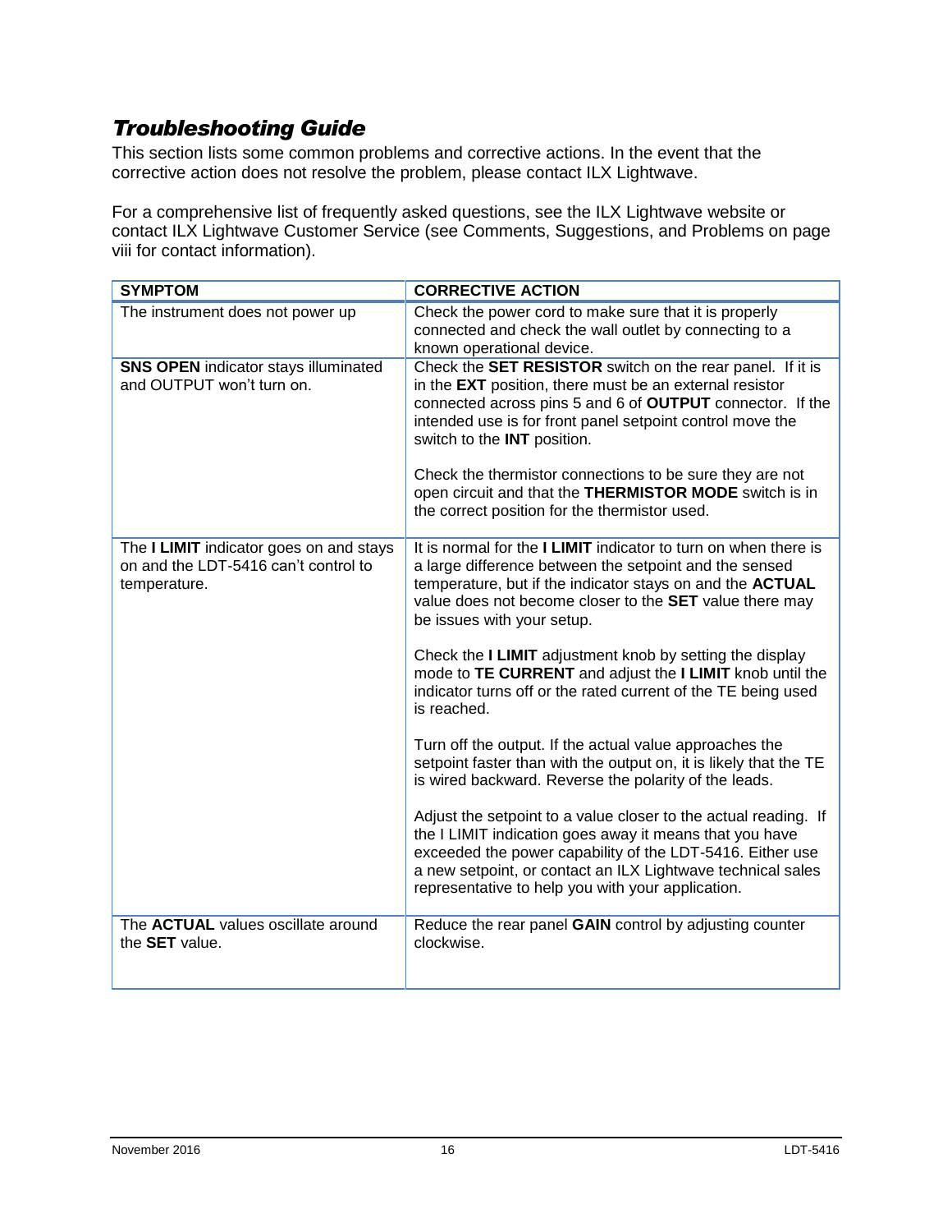## *Troubleshooting Guide*

This section lists some common problems and corrective actions. In the event that the corrective action does not resolve the problem, please contact ILX Lightwave.

For a comprehensive list of frequently asked questions, see the ILX Lightwave website or contact ILX Lightwave Customer Service (see Comments, Suggestions, and Problems on page viii for contact information).

| SYMPTOM | CORRECTIVE ACTION |
| --- | --- |
| The instrument does not power up | Check the power cord to make sure that it is properly connected and check the wall outlet by connecting to a known operational device. |
| **SNS OPEN** indicator stays illuminated and OUTPUT won't turn on. | Check the **SET RESISTOR** switch on the rear panel. If it is in the **EXT** position, there must be an external resistor connected across pins 5 and 6 of **OUTPUT** connector. If the intended use is for front panel setpoint control move the switch to the **INT** position.<br><br>Check the thermistor connections to be sure they are not open circuit and that the **THERMISTOR MODE** switch is in the correct position for the thermistor used. |
| The **I LIMIT** indicator goes on and stays on and the LDT-5416 can't control to temperature. | It is normal for the **I LIMIT** indicator to turn on when there is a large difference between the setpoint and the sensed temperature, but if the indicator stays on and the **ACTUAL** value does not become closer to the **SET** value there may be issues with your setup.<br><br>Check the **I LIMIT** adjustment knob by setting the display mode to **TE CURRENT** and adjust the **I LIMIT** knob until the indicator turns off or the rated current of the TE being used is reached.<br><br>Turn off the output. If the actual value approaches the setpoint faster than with the output on, it is likely that the TE is wired backward. Reverse the polarity of the leads.<br><br>Adjust the setpoint to a value closer to the actual reading. If the I LIMIT indication goes away it means that you have exceeded the power capability of the LDT-5416. Either use a new setpoint, or contact an ILX Lightwave technical sales representative to help you with your application. |
| The **ACTUAL** values oscillate around the **SET** value. | Reduce the rear panel **GAIN** control by adjusting counter clockwise. |